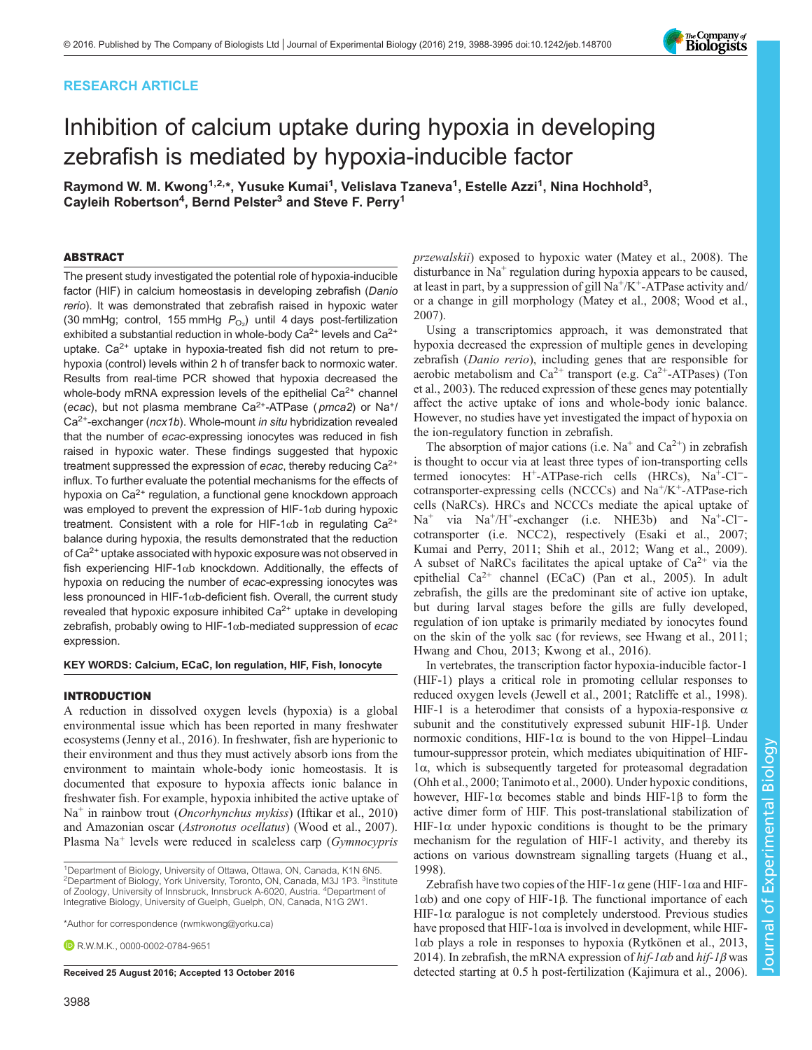RESEARCH ARTICLE

# Inhibition of calcium uptake during hypoxia in developing zebrafish is mediated by hypoxia-inducible factor

Raymond W. M. Kwong[1,2,*], Yusuke Kumai[1], Velislava Tzaneva[1], Estelle Azzi[1], Nina Hochhold[3], Cayleih Robertson[4], Bernd Pelster[3] and Steve F. Perry[1]

## ABSTRACT

The present study investigated the potential role of hypoxia-inducible factor (HIF) in calcium homeostasis in developing zebrafish (*Danio rerio*). It was demonstrated that zebrafish raised in hypoxic water (30 mmHg; control, 155 mmHg $P_{O_2}$) until 4 days post-fertilization exhibited a substantial reduction in whole-body $Ca^{2+}$ levels and $Ca^{2+}$ uptake. $Ca^{2+}$ uptake in hypoxia-treated fish did not return to pre-hypoxia (control) levels within 2 h of transfer back to normoxic water. Results from real-time PCR showed that hypoxia decreased the whole-body mRNA expression levels of the epithelial $Ca^{2+}$ channel (*ecac*), but not plasma membrane $Ca^{2+}$-ATPase (*pmca2*) or $Na^+$/$Ca^{2+}$-exchanger (*ncx1b*). Whole-mount *in situ* hybridization revealed that the number of *ecac*-expressing ionocytes was reduced in fish raised in hypoxic water. These findings suggested that hypoxic treatment suppressed the expression of *ecac*, thereby reducing $Ca^{2+}$ influx. To further evaluate the potential mechanisms for the effects of hypoxia on $Ca^{2+}$ regulation, a functional gene knockdown approach was employed to prevent the expression of HIF-1αb during hypoxic treatment. Consistent with a role for HIF-1αb in regulating $Ca^{2+}$ balance during hypoxia, the results demonstrated that the reduction of $Ca^{2+}$ uptake associated with hypoxic exposure was not observed in fish experiencing HIF-1αb knockdown. Additionally, the effects of hypoxia on reducing the number of *ecac*-expressing ionocytes was less pronounced in HIF-1αb-deficient fish. Overall, the current study revealed that hypoxic exposure inhibited $Ca^{2+}$ uptake in developing zebrafish, probably owing to HIF-1αb-mediated suppression of *ecac* expression.

**KEY WORDS: Calcium, ECaC, Ion regulation, HIF, Fish, Ionocyte**

## INTRODUCTION

A reduction in dissolved oxygen levels (hypoxia) is a global environmental issue which has been reported in many freshwater ecosystems (Jenny et al., 2016). In freshwater, fish are hyperionic to their environment and thus they must actively absorb ions from the environment to maintain whole-body ionic homeostasis. It is documented that exposure to hypoxia affects ionic balance in freshwater fish. For example, hypoxia inhibited the active uptake of $Na^+$ in rainbow trout (*Oncorhynchus mykiss*) (Iftikar et al., 2010) and Amazonian oscar (*Astronotus ocellatus*) (Wood et al., 2007). Plasma $Na^+$ levels were reduced in scaleless carp (*Gymnocypris przewalskii*) exposed to hypoxic water (Matey et al., 2008). The disturbance in $Na^+$ regulation during hypoxia appears to be caused, at least in part, by a suppression of gill $Na^+$/$K^+$-ATPase activity and/or a change in gill morphology (Matey et al., 2008; Wood et al., 2007).

Using a transcriptomics approach, it was demonstrated that hypoxia decreased the expression of multiple genes in developing zebrafish (*Danio rerio*), including genes that are responsible for aerobic metabolism and $Ca^{2+}$ transport (e.g. $Ca^{2+}$-ATPases) (Ton et al., 2003). The reduced expression of these genes may potentially affect the active uptake of ions and whole-body ionic balance. However, no studies have yet investigated the impact of hypoxia on the ion-regulatory function in zebrafish.

The absorption of major cations (i.e. $Na^+$ and $Ca^{2+}$) in zebrafish is thought to occur via at least three types of ion-transporting cells termed ionocytes: $H^+$-ATPase-rich cells (HRCs), $Na^+$-$Cl^-$-cotransporter-expressing cells (NCCCs) and $Na^+$/$K^+$-ATPase-rich cells (NaRCs). HRCs and NCCCs mediate the apical uptake of $Na^+$ via $Na^+$/$H^+$-exchanger (i.e. NHE3b) and $Na^+$-$Cl^-$-cotransporter (i.e. NCC2), respectively (Esaki et al., 2007; Kumai and Perry, 2011; Shih et al., 2012; Wang et al., 2009). A subset of NaRCs facilitates the apical uptake of $Ca^{2+}$ via the epithelial $Ca^{2+}$ channel (ECaC) (Pan et al., 2005). In adult zebrafish, the gills are the predominant site of active ion uptake, but during larval stages before the gills are fully developed, regulation of ion uptake is primarily mediated by ionocytes found on the skin of the yolk sac (for reviews, see Hwang et al., 2011; Hwang and Chou, 2013; Kwong et al., 2016).

In vertebrates, the transcription factor hypoxia-inducible factor-1 (HIF-1) plays a critical role in promoting cellular responses to reduced oxygen levels (Jewell et al., 2001; Ratcliffe et al., 1998). HIF-1 is a heterodimer that consists of a hypoxia-responsive α subunit and the constitutively expressed subunit HIF-1β. Under normoxic conditions, HIF-1α is bound to the von Hippel–Lindau tumour-suppressor protein, which mediates ubiquitination of HIF-1α, which is subsequently targeted for proteasomal degradation (Ohh et al., 2000; Tanimoto et al., 2000). Under hypoxic conditions, however, HIF-1α becomes stable and binds HIF-1β to form the active dimer form of HIF. This post-translational stabilization of HIF-1α under hypoxic conditions is thought to be the primary mechanism for the regulation of HIF-1 activity, and thereby its actions on various downstream signalling targets (Huang et al., 1998).

Zebrafish have two copies of the HIF-1α gene (HIF-1αa and HIF-1αb) and one copy of HIF-1β. The functional importance of each HIF-1α paralogue is not completely understood. Previous studies have proposed that HIF-1αa is involved in development, while HIF-1αb plays a role in responses to hypoxia (Rytkönen et al., 2013, 2014). In zebrafish, the mRNA expression of *hif-1αb* and *hif-1β* was detected starting at 0.5 h post-fertilization (Kajimura et al., 2006).

[1]Department of Biology, University of Ottawa, Ottawa, ON, Canada, K1N 6N5. [2]Department of Biology, York University, Toronto, ON, Canada, M3J 1P3. [3]Institute of Zoology, University of Innsbruck, Innsbruck A-6020, Austria. [4]Department of Integrative Biology, University of Guelph, Guelph, ON, Canada, N1G 2W1.

*Author for correspondence (rwmkwong@yorku.ca)

R.W.M.K., 0000-0002-0784-9651

**Received 25 August 2016; Accepted 13 October 2016**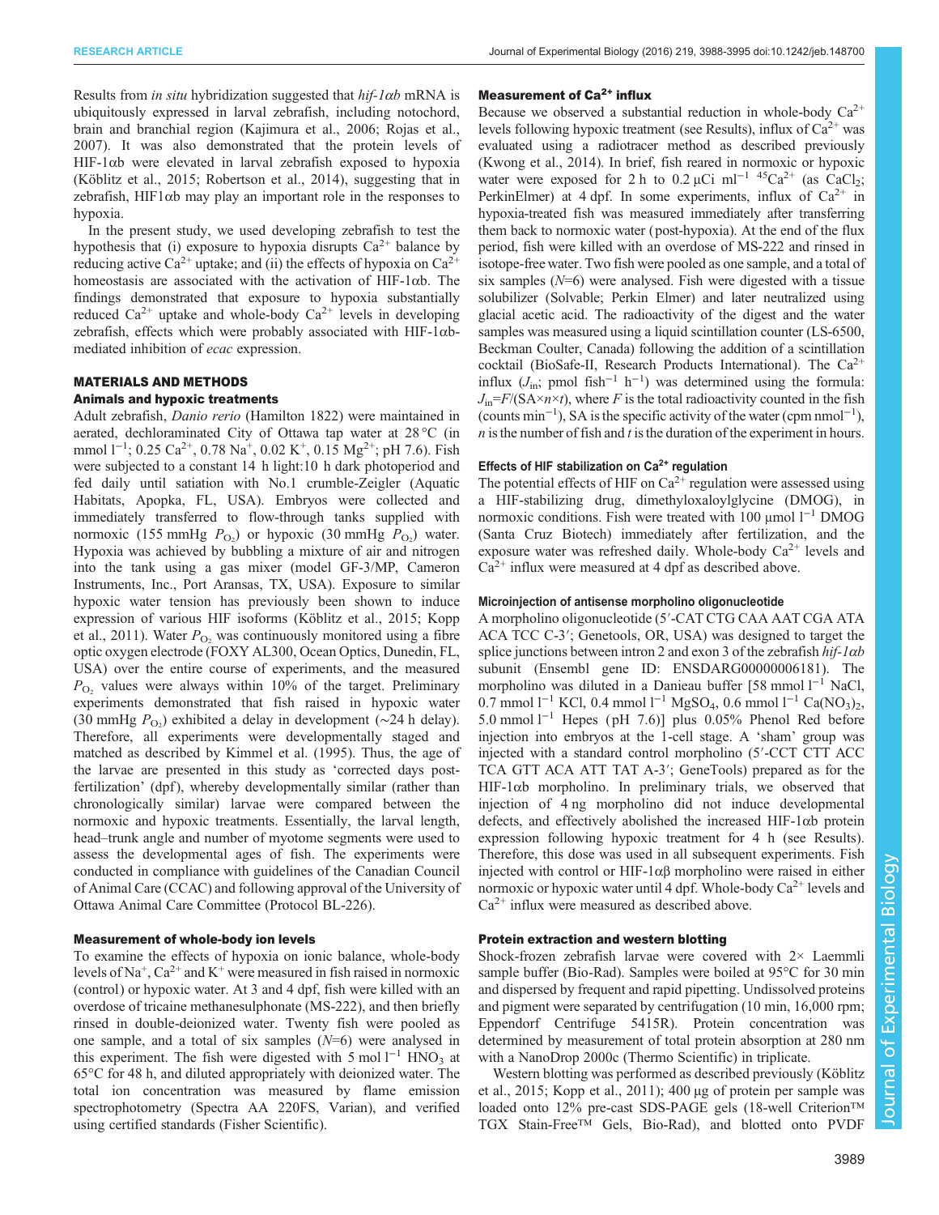Results from *in situ* hybridization suggested that *hif-1αb* mRNA is ubiquitously expressed in larval zebrafish, including notochord, brain and branchial region (Kajimura et al., 2006; Rojas et al., 2007). It was also demonstrated that the protein levels of HIF-1αb were elevated in larval zebrafish exposed to hypoxia (Köblitz et al., 2015; Robertson et al., 2014), suggesting that in zebrafish, HIF1αb may play an important role in the responses to hypoxia.

In the present study, we used developing zebrafish to test the hypothesis that (i) exposure to hypoxia disrupts $Ca^{2+}$ balance by reducing active $Ca^{2+}$ uptake; and (ii) the effects of hypoxia on $Ca^{2+}$ homeostasis are associated with the activation of HIF-1αb. The findings demonstrated that exposure to hypoxia substantially reduced $Ca^{2+}$ uptake and whole-body $Ca^{2+}$ levels in developing zebrafish, effects which were probably associated with HIF-1αb-mediated inhibition of *ecac* expression.

## MATERIALS AND METHODS

### Animals and hypoxic treatments

Adult zebrafish, *Danio rerio* (Hamilton 1822) were maintained in aerated, dechloraminated City of Ottawa tap water at 28°C (in mmol $l^{-1}$; 0.25 $Ca^{2+}$, 0.78 $Na^{+}$, 0.02 $K^{+}$, 0.15 $Mg^{2+}$; pH 7.6). Fish were subjected to a constant 14 h light:10 h dark photoperiod and fed daily until satiation with No.1 crumble-Zeigler (Aquatic Habitats, Apopka, FL, USA). Embryos were collected and immediately transferred to flow-through tanks supplied with normoxic (155 mmHg $P_{O_2}$) or hypoxic (30 mmHg $P_{O_2}$) water. Hypoxia was achieved by bubbling a mixture of air and nitrogen into the tank using a gas mixer (model GF-3/MP, Cameron Instruments, Inc., Port Aransas, TX, USA). Exposure to similar hypoxic water tension has previously been shown to induce expression of various HIF isoforms (Köblitz et al., 2015; Kopp et al., 2011). Water $P_{O_2}$ was continuously monitored using a fibre optic oxygen electrode (FOXY AL300, Ocean Optics, Dunedin, FL, USA) over the entire course of experiments, and the measured $P_{O_2}$ values were always within 10% of the target. Preliminary experiments demonstrated that fish raised in hypoxic water (30 mmHg $P_{O_2}$) exhibited a delay in development (~24 h delay). Therefore, all experiments were developmentally staged and matched as described by Kimmel et al. (1995). Thus, the age of the larvae are presented in this study as 'corrected days post-fertilization' (dpf), whereby developmentally similar (rather than chronologically similar) larvae were compared between the normoxic and hypoxic treatments. Essentially, the larval length, head–trunk angle and number of myotome segments were used to assess the developmental ages of fish. The experiments were conducted in compliance with guidelines of the Canadian Council of Animal Care (CCAC) and following approval of the University of Ottawa Animal Care Committee (Protocol BL-226).

### Measurement of whole-body ion levels

To examine the effects of hypoxia on ionic balance, whole-body levels of $Na^{+}$, $Ca^{2+}$ and $K^{+}$ were measured in fish raised in normoxic (control) or hypoxic water. At 3 and 4 dpf, fish were killed with an overdose of tricaine methanesulphonate (MS-222), and then briefly rinsed in double-deionized water. Twenty fish were pooled as one sample, and a total of six samples ($N$=6) were analysed in this experiment. The fish were digested with 5 mol $l^{-1}$ $HNO_3$ at 65°C for 48 h, and diluted appropriately with deionized water. The total ion concentration was measured by flame emission spectrophotometry (Spectra AA 220FS, Varian), and verified using certified standards (Fisher Scientific).

### Measurement of $Ca^{2+}$ influx

Because we observed a substantial reduction in whole-body $Ca^{2+}$ levels following hypoxic treatment (see Results), influx of $Ca^{2+}$ was evaluated using a radiotracer method as described previously (Kwong et al., 2014). In brief, fish reared in normoxic or hypoxic water were exposed for 2 h to 0.2 μCi $ml^{-1}$ $^{45}Ca^{2+}$ (as $CaCl_2$; PerkinElmer) at 4 dpf. In some experiments, influx of $Ca^{2+}$ in hypoxia-treated fish was measured immediately after transferring them back to normoxic water (post-hypoxia). At the end of the flux period, fish were killed with an overdose of MS-222 and rinsed in isotope-free water. Two fish were pooled as one sample, and a total of six samples ($N$=6) were analysed. Fish were digested with a tissue solubilizer (Solvable; Perkin Elmer) and later neutralized using glacial acetic acid. The radioactivity of the digest and the water samples was measured using a liquid scintillation counter (LS-6500, Beckman Coulter, Canada) following the addition of a scintillation cocktail (BioSafe-II, Research Products International). The $Ca^{2+}$ influx ($J_{in}$; pmol $fish^{-1}$ $h^{-1}$) was determined using the formula: $J_{in}=F/(SA \times n \times t)$, where $F$ is the total radioactivity counted in the fish (counts $min^{-1}$), SA is the specific activity of the water (cpm $nmol^{-1}$), $n$ is the number of fish and $t$ is the duration of the experiment in hours.

### Effects of HIF stabilization on $Ca^{2+}$ regulation

The potential effects of HIF on $Ca^{2+}$ regulation were assessed using a HIF-stabilizing drug, dimethyloxaloylglycine (DMOG), in normoxic conditions. Fish were treated with 100 μmol $l^{-1}$ DMOG (Santa Cruz Biotech) immediately after fertilization, and the exposure water was refreshed daily. Whole-body $Ca^{2+}$ levels and $Ca^{2+}$ influx were measured at 4 dpf as described above.

### Microinjection of antisense morpholino oligonucleotide

A morpholino oligonucleotide (5′-CAT CTG CAA AAT CGA ATA ACA TCC C-3′; Genetools, OR, USA) was designed to target the splice junctions between intron 2 and exon 3 of the zebrafish *hif-1αb* subunit (Ensembl gene ID: ENSDARG00000006181). The morpholino was diluted in a Danieau buffer [58 mmol $l^{-1}$ NaCl, 0.7 mmol $l^{-1}$ KCl, 0.4 mmol $l^{-1}$ $MgSO_4$, 0.6 mmol $l^{-1}$ $Ca(NO_3)_2$, 5.0 mmol $l^{-1}$ Hepes (pH 7.6)] plus 0.05% Phenol Red before injection into embryos at the 1-cell stage. A 'sham' group was injected with a standard control morpholino (5′-CCT CTT ACC TCA GTT ACA ATT TAT A-3′; GeneTools) prepared as for the HIF-1αb morpholino. In preliminary trials, we observed that injection of 4 ng morpholino did not induce developmental defects, and effectively abolished the increased HIF-1αb protein expression following hypoxic treatment for 4 h (see Results). Therefore, this dose was used in all subsequent experiments. Fish injected with control or HIF-1αβ morpholino were raised in either normoxic or hypoxic water until 4 dpf. Whole-body $Ca^{2+}$ levels and $Ca^{2+}$ influx were measured as described above.

### Protein extraction and western blotting

Shock-frozen zebrafish larvae were covered with 2× Laemmli sample buffer (Bio-Rad). Samples were boiled at 95°C for 30 min and dispersed by frequent and rapid pipetting. Undissolved proteins and pigment were separated by centrifugation (10 min, 16,000 rpm; Eppendorf Centrifuge 5415R). Protein concentration was determined by measurement of total protein absorption at 280 nm with a NanoDrop 2000c (Thermo Scientific) in triplicate.

Western blotting was performed as described previously (Köblitz et al., 2015; Kopp et al., 2011); 400 μg of protein per sample was loaded onto 12% pre-cast SDS-PAGE gels (18-well Criterion™ TGX Stain-Free™ Gels, Bio-Rad), and blotted onto PVDF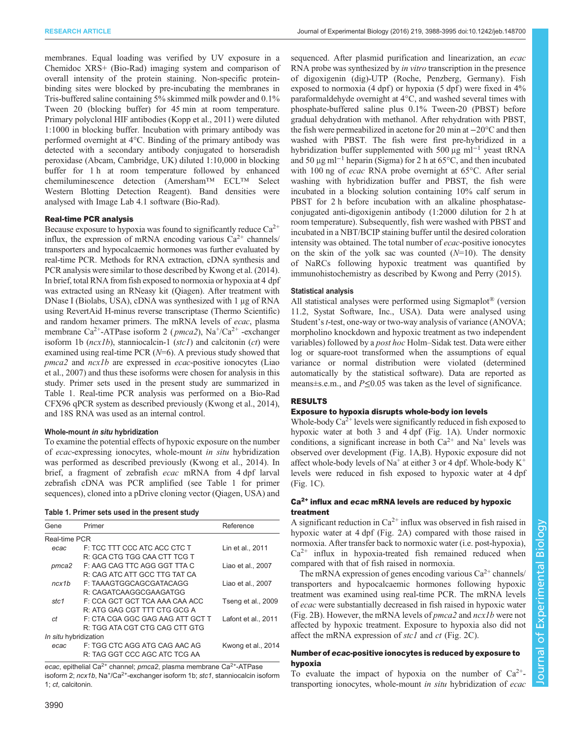membranes. Equal loading was verified by UV exposure in a Chemidoc XRS+ (Bio-Rad) imaging system and comparison of overall intensity of the protein staining. Non-specific protein-binding sites were blocked by pre-incubating the membranes in Tris-buffered saline containing 5% skimmed milk powder and 0.1% Tween 20 (blocking buffer) for 45 min at room temperature. Primary polyclonal HIF antibodies (Kopp et al., 2011) were diluted 1:1000 in blocking buffer. Incubation with primary antibody was performed overnight at 4°C. Binding of the primary antibody was detected with a secondary antibody conjugated to horseradish peroxidase (Abcam, Cambridge, UK) diluted 1:10,000 in blocking buffer for 1 h at room temperature followed by enhanced chemiluminescence detection (Amersham™ ECL™ Select Western Blotting Detection Reagent). Band densities were analysed with Image Lab 4.1 software (Bio-Rad).

### Real-time PCR analysis

Because exposure to hypoxia was found to significantly reduce $Ca^{2+}$ influx, the expression of mRNA encoding various $Ca^{2+}$ channels/transporters and hypocalcaemic hormones was further evaluated by real-time PCR. Methods for RNA extraction, cDNA synthesis and PCR analysis were similar to those described by Kwong et al. (2014). In brief, total RNA from fish exposed to normoxia or hypoxia at 4 dpf was extracted using an RNeasy kit (Qiagen). After treatment with DNase I (Biolabs, USA), cDNA was synthesized with 1 µg of RNA using RevertAid H-minus reverse transcriptase (Thermo Scientific) and random hexamer primers. The mRNA levels of *ecac*, plasma membrane $Ca^{2+}$-ATPase isoform 2 (*pmca2*), $Na^+/Ca^{2+}$ -exchanger isoform 1b (*ncx1b*), stanniocalcin-1 (*stc1*) and calcitonin (*ct*) were examined using real-time PCR ($N$=6). A previous study showed that *pmca2* and *ncx1b* are expressed in *ecac*-positive ionocytes (Liao et al., 2007) and thus these isoforms were chosen for analysis in this study. Primer sets used in the present study are summarized in Table 1. Real-time PCR analysis was performed on a Bio-Rad CFX96 qPCR system as described previously (Kwong et al., 2014), and 18S RNA was used as an internal control.

### Whole-mount *in situ* hybridization

To examine the potential effects of hypoxic exposure on the number of *ecac*-expressing ionocytes, whole-mount *in situ* hybridization was performed as described previously (Kwong et al., 2014). In brief, a fragment of zebrafish *ecac* mRNA from 4 dpf larval zebrafish cDNA was PCR amplified (see Table 1 for primer sequences), cloned into a pDrive cloning vector (Qiagen, USA) and sequenced. After plasmid purification and linearization, an *ecac* RNA probe was synthesized by *in vitro* transcription in the presence of digoxigenin (dig)-UTP (Roche, Penzberg, Germany). Fish exposed to normoxia (4 dpf) or hypoxia (5 dpf) were fixed in 4% paraformaldehyde overnight at 4°C, and washed several times with phosphate-buffered saline plus 0.1% Tween-20 (PBST) before gradual dehydration with methanol. After rehydration with PBST, the fish were permeabilized in acetone for 20 min at −20°C and then washed with PBST. The fish were first pre-hybridized in a hybridization buffer supplemented with 500 µg ml$^{-1}$ yeast tRNA and 50 µg ml$^{-1}$ heparin (Sigma) for 2 h at 65°C, and then incubated with 100 ng of *ecac* RNA probe overnight at 65°C. After serial washing with hybridization buffer and PBST, the fish were incubated in a blocking solution containing 10% calf serum in PBST for 2 h before incubation with an alkaline phosphatase-conjugated anti-digoxigenin antibody (1:2000 dilution for 2 h at room temperature). Subsequently, fish were washed with PBST and incubated in a NBT/BCIP staining buffer until the desired coloration intensity was obtained. The total number of *ecac*-positive ionocytes on the skin of the yolk sac was counted ($N$=10). The density of NaRCs following hypoxic treatment was quantified by immunohistochemistry as described by Kwong and Perry (2015).

**Table 1. Primer sets used in the present study**

| Gene | Primer | Reference |
|---|---|---|
| Real-time PCR | | |
| *ecac* | F: TCC TTT CCC ATC ACC CTC T<br>R: GCA CTG TGG CAA CTT TCG T | Lin et al., 2011 |
| *pmca2* | F: AAG CAG TTC AGG GGT TTA C<br>R: CAG ATC ATT GCC TTG TAT CA | Liao et al., 2007 |
| *ncx1b* | F: TAAAGTGGCAGCGATACAGG<br>R: CAGATCAAGGCGAAGATGG | Liao et al., 2007 |
| *stc1* | F: CCA GCT GCT TCA AAA CAA ACC<br>R: ATG GAG CGT TTT CTG GCG A | Tseng et al., 2009 |
| *ct* | F: CTA CGA GGC GAG AAG ATT GCT T<br>R: TGG ATA CGT CTG CAG CTT GTG | Lafont et al., 2011 |
| *In situ* hybridization | | |
| *ecac* | F: TGG CTC AGG ATG CAG AAC AG<br>R: TAG GGT CCC AGC ATC TCG AA | Kwong et al., 2014 |

*ecac*, epithelial $Ca^{2+}$ channel; *pmca2*, plasma membrane $Ca^{2+}$-ATPase isoform 2; *ncx1b*, $Na^+/Ca^{2+}$-exchanger isoform 1b; *stc1*, stanniocalcin isoform 1; *ct*, calcitonin.

### Statistical analysis

All statistical analyses were performed using Sigmaplot® (version 11.2, Systat Software, Inc., USA). Data were analysed using Student's *t*-test, one-way or two-way analysis of variance (ANOVA; morpholino knockdown and hypoxic treatment as two independent variables) followed by a *post hoc* Holm–Sidak test. Data were either log or square-root transformed when the assumptions of equal variance or normal distribution were violated (determined automatically by the statistical software). Data are reported as means±s.e.m., and $P$≤0.05 was taken as the level of significance.

## RESULTS

### Exposure to hypoxia disrupts whole-body ion levels

Whole-body $Ca^{2+}$ levels were significantly reduced in fish exposed to hypoxic water at both 3 and 4 dpf (Fig. 1A). Under normoxic conditions, a significant increase in both $Ca^{2+}$ and $Na^+$ levels was observed over development (Fig. 1A,B). Hypoxic exposure did not affect whole-body levels of $Na^+$ at either 3 or 4 dpf. Whole-body $K^+$ levels were reduced in fish exposed to hypoxic water at 4 dpf (Fig. 1C).

### $Ca^{2+}$ influx and *ecac* mRNA levels are reduced by hypoxic treatment

A significant reduction in $Ca^{2+}$ influx was observed in fish raised in hypoxic water at 4 dpf (Fig. 2A) compared with those raised in normoxia. After transfer back to normoxic water (i.e. post-hypoxia), $Ca^{2+}$ influx in hypoxia-treated fish remained reduced when compared with that of fish raised in normoxia.

The mRNA expression of genes encoding various $Ca^{2+}$ channels/transporters and hypocalcaemic hormones following hypoxic treatment was examined using real-time PCR. The mRNA levels of *ecac* were substantially decreased in fish raised in hypoxic water (Fig. 2B). However, the mRNA levels of *pmca2* and *ncx1b* were not affected by hypoxic treatment. Exposure to hypoxia also did not affect the mRNA expression of *stc1* and *ct* (Fig. 2C).

### Number of *ecac*-positive ionocytes is reduced by exposure to hypoxia

To evaluate the impact of hypoxia on the number of $Ca^{2+}$-transporting ionocytes, whole-mount *in situ* hybridization of *ecac*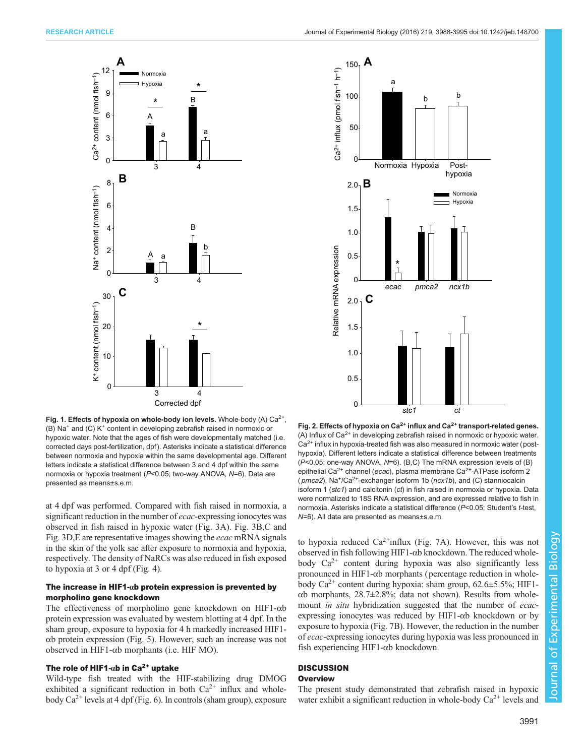**Fig. 1. Effects of hypoxia on whole-body ion levels.** Whole-body (A) $Ca^{2+}$, (B) $Na^+$ and (C) $K^+$ content in developing zebrafish raised in normoxic or hypoxic water. Note that the ages of fish were developmentally matched (i.e. corrected days post-fertilization, dpf). Asterisks indicate a statistical difference between normoxia and hypoxia within the same developmental age. Different letters indicate a statistical difference between 3 and 4 dpf within the same normoxia or hypoxia treatment ($P$<0.05; two-way ANOVA, $N$=6). Data are presented as means±s.e.m.

**Fig. 2. Effects of hypoxia on $Ca^{2+}$ influx and $Ca^{2+}$ transport-related genes.** (A) Influx of $Ca^{2+}$ in developing zebrafish raised in normoxic or hypoxic water. $Ca^{2+}$ influx in hypoxia-treated fish was also measured in normoxic water (post-hypoxia). Different letters indicate a statistical difference between treatments ($P$<0.05; one-way ANOVA, $N$=6). (B,C) The mRNA expression levels of (B) epithelial $Ca^{2+}$ channel (*ecac*), plasma membrane $Ca^{2+}$-ATPase isoform 2 (*pmca2*), $Na^+/Ca^{2+}$-exchanger isoform 1b (*ncx1b*), and (C) stanniocalcin isoform 1 (*stc1*) and calcitonin (*ct*) in fish raised in normoxia or hypoxia. Data were normalized to 18S RNA expression, and are expressed relative to fish in normoxia. Asterisks indicate a statistical difference ($P$<0.05; Student's $t$-test, $N$=6). All data are presented as means±s.e.m.

at 4 dpf was performed. Compared with fish raised in normoxia, a significant reduction in the number of *ecac*-expressing ionocytes was observed in fish raised in hypoxic water (Fig. 3A). Fig. 3B,C and Fig. 3D,E are representative images showing the *ecac* mRNA signals in the skin of the yolk sac after exposure to normoxia and hypoxia, respectively. The density of NaRCs was also reduced in fish exposed to hypoxia at 3 or 4 dpf (Fig. 4).

### The increase in HIF1-αb protein expression is prevented by morpholino gene knockdown

The effectiveness of morpholino gene knockdown on HIF1-αb protein expression was evaluated by western blotting at 4 dpf. In the sham group, exposure to hypoxia for 4 h markedly increased HIF1-αb protein expression (Fig. 5). However, such an increase was not observed in HIF1-αb morphants (i.e. HIF MO).

### The role of HIF1-αb in $Ca^{2+}$ uptake

Wild-type fish treated with the HIF-stabilizing drug DMOG exhibited a significant reduction in both $Ca^{2+}$ influx and whole-body $Ca^{2+}$ levels at 4 dpf (Fig. 6). In controls (sham group), exposure to hypoxia reduced $Ca^{2+}$influx (Fig. 7A). However, this was not observed in fish following HIF1-αb knockdown. The reduced whole-body $Ca^{2+}$ content during hypoxia was also significantly less pronounced in HIF1-αb morphants (percentage reduction in whole-body $Ca^{2+}$ content during hypoxia: sham group, 62.6±5.5%; HIF1-αb morphants, 28.7±2.8%; data not shown). Results from whole-mount *in situ* hybridization suggested that the number of *ecac*-expressing ionocytes was reduced by HIF1-αb knockdown or by exposure to hypoxia (Fig. 7B). However, the reduction in the number of *ecac*-expressing ionocytes during hypoxia was less pronounced in fish experiencing HIF1-αb knockdown.

## DISCUSSION

### Overview

The present study demonstrated that zebrafish raised in hypoxic water exhibit a significant reduction in whole-body $Ca^{2+}$ levels and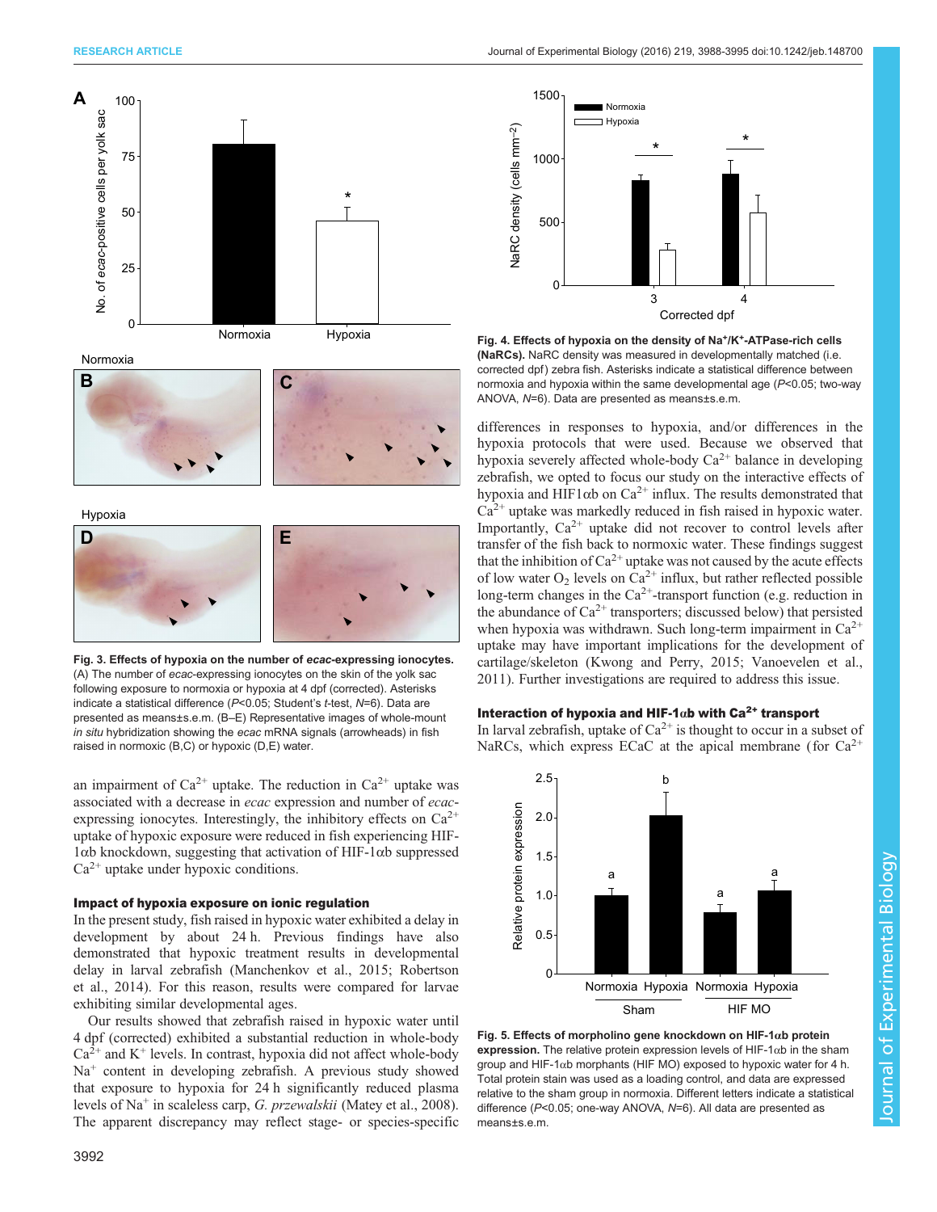Fig. 3. Effects of hypoxia on the number of *ecac*-expressing ionocytes. (A) The number of *ecac*-expressing ionocytes on the skin of the yolk sac following exposure to normoxia or hypoxia at 4 dpf (corrected). Asterisks indicate a statistical difference ($P<0.05$; Student's *t*-test, $N=6$). Data are presented as means±s.e.m. (B–E) Representative images of whole-mount *in situ* hybridization showing the *ecac* mRNA signals (arrowheads) in fish raised in normoxic (B,C) or hypoxic (D,E) water.

an impairment of $Ca^{2+}$ uptake. The reduction in $Ca^{2+}$ uptake was associated with a decrease in *ecac* expression and number of *ecac*-expressing ionocytes. Interestingly, the inhibitory effects on $Ca^{2+}$ uptake of hypoxic exposure were reduced in fish experiencing HIF-1αb knockdown, suggesting that activation of HIF-1αb suppressed $Ca^{2+}$ uptake under hypoxic conditions.

### Impact of hypoxia exposure on ionic regulation

In the present study, fish raised in hypoxic water exhibited a delay in development by about 24 h. Previous findings have also demonstrated that hypoxic treatment results in developmental delay in larval zebrafish (Manchenkov et al., 2015; Robertson et al., 2014). For this reason, results were compared for larvae exhibiting similar developmental ages.

Our results showed that zebrafish raised in hypoxic water until 4 dpf (corrected) exhibited a substantial reduction in whole-body $Ca^{2+}$ and $K^{+}$ levels. In contrast, hypoxia did not affect whole-body $Na^{+}$ content in developing zebrafish. A previous study showed that exposure to hypoxia for 24 h significantly reduced plasma levels of $Na^{+}$ in scaleless carp, *G. przewalskii* (Matey et al., 2008). The apparent discrepancy may reflect stage- or species-specific differences in responses to hypoxia, and/or differences in the hypoxia protocols that were used. Because we observed that hypoxia severely affected whole-body $Ca^{2+}$ balance in developing zebrafish, we opted to focus our study on the interactive effects of hypoxia and HIF1αb on $Ca^{2+}$ influx. The results demonstrated that $Ca^{2+}$ uptake was markedly reduced in fish raised in hypoxic water. Importantly, $Ca^{2+}$ uptake did not recover to control levels after transfer of the fish back to normoxic water. These findings suggest that the inhibition of $Ca^{2+}$ uptake was not caused by the acute effects of low water $O_2$ levels on $Ca^{2+}$ influx, but rather reflected possible long-term changes in the $Ca^{2+}$-transport function (e.g. reduction in the abundance of $Ca^{2+}$ transporters; discussed below) that persisted when hypoxia was withdrawn. Such long-term impairment in $Ca^{2+}$ uptake may have important implications for the development of cartilage/skeleton (Kwong and Perry, 2015; Vanoevelen et al., 2011). Further investigations are required to address this issue.

Fig. 4. Effects of hypoxia on the density of $Na^{+}/K^{+}$-ATPase-rich cells (NaRCs). NaRC density was measured in developmentally matched (i.e. corrected dpf) zebra fish. Asterisks indicate a statistical difference between normoxia and hypoxia within the same developmental age ($P<0.05$; two-way ANOVA, $N=6$). Data are presented as means±s.e.m.

### Interaction of hypoxia and HIF-1αb with $Ca^{2+}$ transport

In larval zebrafish, uptake of $Ca^{2+}$ is thought to occur in a subset of NaRCs, which express ECaC at the apical membrane (for $Ca^{2+}$

Fig. 5. Effects of morpholino gene knockdown on HIF-1αb protein expression. The relative protein expression levels of HIF-1αb in the sham group and HIF-1αb morphants (HIF MO) exposed to hypoxic water for 4 h. Total protein stain was used as a loading control, and data are expressed relative to the sham group in normoxia. Different letters indicate a statistical difference ($P<0.05$; one-way ANOVA, $N=6$). All data are presented as means±s.e.m.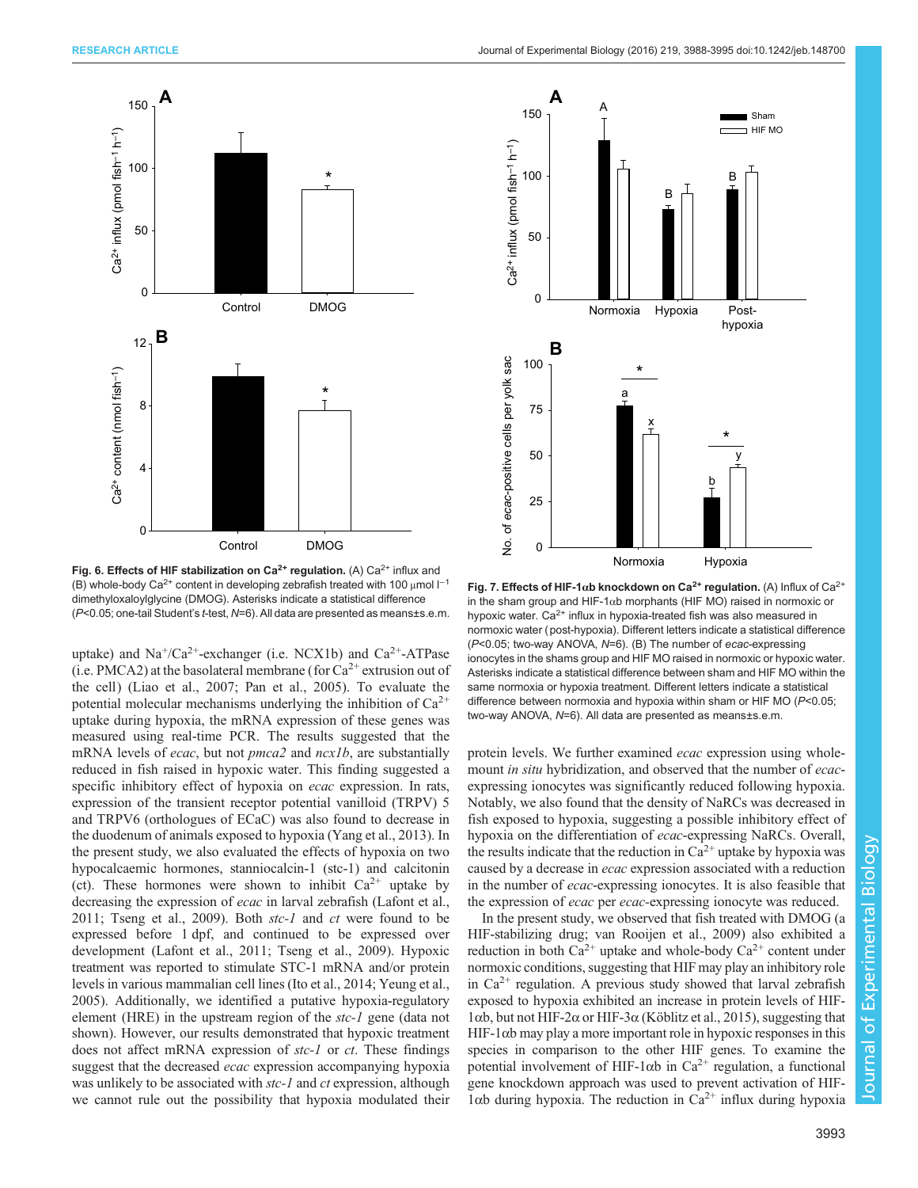**Fig. 6. Effects of HIF stabilization on $Ca^{2+}$ regulation.** (A) $Ca^{2+}$ influx and (B) whole-body $Ca^{2+}$ content in developing zebrafish treated with 100 µmol $l^{-1}$ dimethyloxaloylglycine (DMOG). Asterisks indicate a statistical difference ($P<0.05$; one-tail Student's *t*-test, $N=6$). All data are presented as means±s.e.m.

**Fig. 7. Effects of HIF-1αb knockdown on $Ca^{2+}$ regulation.** (A) Influx of $Ca^{2+}$ in the sham group and HIF-1αb morphants (HIF MO) raised in normoxic or hypoxic water. $Ca^{2+}$ influx in hypoxia-treated fish was also measured in normoxic water (post-hypoxia). Different letters indicate a statistical difference ($P<0.05$; two-way ANOVA, $N=6$). (B) The number of *ecac*-expressing ionocytes in the shams group and HIF MO raised in normoxic or hypoxic water. Asterisks indicate a statistical difference between sham and HIF MO within the same normoxia or hypoxia treatment. Different letters indicate a statistical difference between normoxia and hypoxia within sham or HIF MO ($P<0.05$; two-way ANOVA, $N=6$). All data are presented as means±s.e.m.

uptake) and $Na^+/Ca^{2+}$-exchanger (i.e. NCX1b) and $Ca^{2+}$-ATPase (i.e. PMCA2) at the basolateral membrane (for $Ca^{2+}$ extrusion out of the cell) (Liao et al., 2007; Pan et al., 2005). To evaluate the potential molecular mechanisms underlying the inhibition of $Ca^{2+}$ uptake during hypoxia, the mRNA expression of these genes was measured using real-time PCR. The results suggested that the mRNA levels of *ecac*, but not *pmca2* and *ncx1b*, are substantially reduced in fish raised in hypoxic water. This finding suggested a specific inhibitory effect of hypoxia on *ecac* expression. In rats, expression of the transient receptor potential vanilloid (TRPV) 5 and TRPV6 (orthologues of ECaC) was also found to decrease in the duodenum of animals exposed to hypoxia (Yang et al., 2013). In the present study, we also evaluated the effects of hypoxia on two hypocalcaemic hormones, stanniocalcin-1 (stc-1) and calcitonin (ct). These hormones were shown to inhibit $Ca^{2+}$ uptake by decreasing the expression of *ecac* in larval zebrafish (Lafont et al., 2011; Tseng et al., 2009). Both *stc-1* and *ct* were found to be expressed before 1 dpf, and continued to be expressed over development (Lafont et al., 2011; Tseng et al., 2009). Hypoxic treatment was reported to stimulate STC-1 mRNA and/or protein levels in various mammalian cell lines (Ito et al., 2014; Yeung et al., 2005). Additionally, we identified a putative hypoxia-regulatory element (HRE) in the upstream region of the *stc-1* gene (data not shown). However, our results demonstrated that hypoxic treatment does not affect mRNA expression of *stc-1* or *ct*. These findings suggest that the decreased *ecac* expression accompanying hypoxia was unlikely to be associated with *stc-1* and *ct* expression, although we cannot rule out the possibility that hypoxia modulated their protein levels. We further examined *ecac* expression using whole-mount *in situ* hybridization, and observed that the number of *ecac*-expressing ionocytes was significantly reduced following hypoxia. Notably, we also found that the density of NaRCs was decreased in fish exposed to hypoxia, suggesting a possible inhibitory effect of hypoxia on the differentiation of *ecac*-expressing NaRCs. Overall, the results indicate that the reduction in $Ca^{2+}$ uptake by hypoxia was caused by a decrease in *ecac* expression associated with a reduction in the number of *ecac*-expressing ionocytes. It is also feasible that the expression of *ecac* per *ecac*-expressing ionocyte was reduced.

In the present study, we observed that fish treated with DMOG (a HIF-stabilizing drug; van Rooijen et al., 2009) also exhibited a reduction in both $Ca^{2+}$ uptake and whole-body $Ca^{2+}$ content under normoxic conditions, suggesting that HIF may play an inhibitory role in $Ca^{2+}$ regulation. A previous study showed that larval zebrafish exposed to hypoxia exhibited an increase in protein levels of HIF-1αb, but not HIF-2α or HIF-3α (Köblitz et al., 2015), suggesting that HIF-1αb may play a more important role in hypoxic responses in this species in comparison to the other HIF genes. To examine the potential involvement of HIF-1αb in $Ca^{2+}$ regulation, a functional gene knockdown approach was used to prevent activation of HIF-1αb during hypoxia. The reduction in $Ca^{2+}$ influx during hypoxia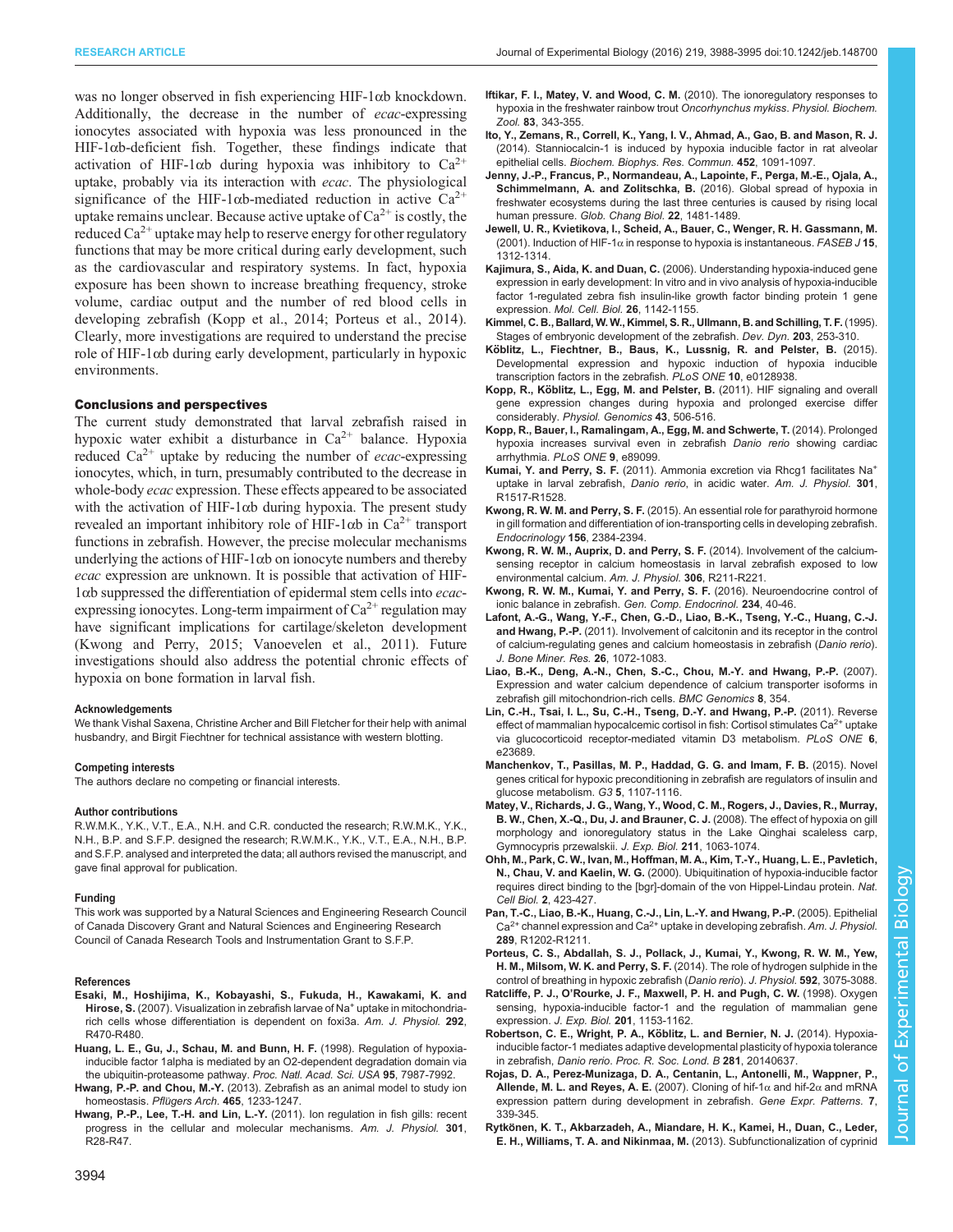was no longer observed in fish experiencing HIF-1αb knockdown. Additionally, the decrease in the number of *ecac*-expressing ionocytes associated with hypoxia was less pronounced in the HIF-1αb-deficient fish. Together, these findings indicate that activation of HIF-1αb during hypoxia was inhibitory to $Ca^{2+}$ uptake, probably via its interaction with *ecac*. The physiological significance of the HIF-1αb-mediated reduction in active $Ca^{2+}$ uptake remains unclear. Because active uptake of $Ca^{2+}$ is costly, the reduced $Ca^{2+}$ uptake may help to reserve energy for other regulatory functions that may be more critical during early development, such as the cardiovascular and respiratory systems. In fact, hypoxia exposure has been shown to increase breathing frequency, stroke volume, cardiac output and the number of red blood cells in developing zebrafish (Kopp et al., 2014; Porteus et al., 2014). Clearly, more investigations are required to understand the precise role of HIF-1αb during early development, particularly in hypoxic environments.

## Conclusions and perspectives

The current study demonstrated that larval zebrafish raised in hypoxic water exhibit a disturbance in $Ca^{2+}$ balance. Hypoxia reduced $Ca^{2+}$ uptake by reducing the number of *ecac*-expressing ionocytes, which, in turn, presumably contributed to the decrease in whole-body *ecac* expression. These effects appeared to be associated with the activation of HIF-1αb during hypoxia. The present study revealed an important inhibitory role of HIF-1αb in $Ca^{2+}$ transport functions in zebrafish. However, the precise molecular mechanisms underlying the actions of HIF-1αb on ionocyte numbers and thereby *ecac* expression are unknown. It is possible that activation of HIF-1αb suppressed the differentiation of epidermal stem cells into *ecac*-expressing ionocytes. Long-term impairment of $Ca^{2+}$ regulation may have significant implications for cartilage/skeleton development (Kwong and Perry, 2015; Vanoevelen et al., 2011). Future investigations should also address the potential chronic effects of hypoxia on bone formation in larval fish.

#### Acknowledgements

We thank Vishal Saxena, Christine Archer and Bill Fletcher for their help with animal husbandry, and Birgit Fiechtner for technical assistance with western blotting.

#### Competing interests

The authors declare no competing or financial interests.

#### Author contributions

R.W.M.K., Y.K., V.T., E.A., N.H. and C.R. conducted the research; R.W.M.K., Y.K., N.H., B.P. and S.F.P. designed the research; R.W.M.K., Y.K., V.T., E.A., N.H., B.P. and S.F.P. analysed and interpreted the data; all authors revised the manuscript, and gave final approval for publication.

#### Funding

This work was supported by a Natural Sciences and Engineering Research Council of Canada Discovery Grant and Natural Sciences and Engineering Research Council of Canada Research Tools and Instrumentation Grant to S.F.P.

#### References

**Esaki, M., Hoshijima, K., Kobayashi, S., Fukuda, H., Kawakami, K. and Hirose, S.** (2007). Visualization in zebrafish larvae of $Na^+$ uptake in mitochondria-rich cells whose differentiation is dependent on foxi3a. *Am. J. Physiol.* **292**, R470-R480.

**Huang, L. E., Gu, J., Schau, M. and Bunn, H. F.** (1998). Regulation of hypoxia-inducible factor 1alpha is mediated by an O2-dependent degradation domain via the ubiquitin-proteasome pathway. *Proc. Natl. Acad. Sci. USA* **95**, 7987-7992.

**Hwang, P.-P. and Chou, M.-Y.** (2013). Zebrafish as an animal model to study ion homeostasis. *Pflügers Arch.* **465**, 1233-1247.

**Hwang, P.-P., Lee, T.-H. and Lin, L.-Y.** (2011). Ion regulation in fish gills: recent progress in the cellular and molecular mechanisms. *Am. J. Physiol.* **301**, R28-R47.

**Iftikar, F. I., Matey, V. and Wood, C. M.** (2010). The ionoregulatory responses to hypoxia in the freshwater rainbow trout *Oncorhynchus mykiss*. *Physiol. Biochem. Zool.* **83**, 343-355.

**Ito, Y., Zemans, R., Correll, K., Yang, I. V., Ahmad, A., Gao, B. and Mason, R. J.** (2014). Stanniocalcin-1 is induced by hypoxia inducible factor in rat alveolar epithelial cells. *Biochem. Biophys. Res. Commun.* **452**, 1091-1097.

**Jenny, J.-P., Francus, P., Normandeau, A., Lapointe, F., Perga, M.-E., Ojala, A., Schimmelmann, A. and Zolitschka, B.** (2016). Global spread of hypoxia in freshwater ecosystems during the last three centuries is caused by rising local human pressure. *Glob. Chang Biol.* **22**, 1481-1489.

**Jewell, U. R., Kvietikova, I., Scheid, A., Bauer, C., Wenger, R. H. Gassmann, M.** (2001). Induction of HIF-1α in response to hypoxia is instantaneous. *FASEB J* **15**, 1312-1314.

**Kajimura, S., Aida, K. and Duan, C.** (2006). Understanding hypoxia-induced gene expression in early development: In vitro and in vivo analysis of hypoxia-inducible factor 1-regulated zebra fish insulin-like growth factor binding protein 1 gene expression. *Mol. Cell. Biol.* **26**, 1142-1155.

**Kimmel, C. B., Ballard, W. W., Kimmel, S. R., Ullmann, B. and Schilling, T. F.** (1995). Stages of embryonic development of the zebrafish. *Dev. Dyn.* **203**, 253-310.

**Köblitz, L., Fiechtner, B., Baus, K., Lussnig, R. and Pelster, B.** (2015). Developmental expression and hypoxic induction of hypoxia inducible transcription factors in the zebrafish. *PLoS ONE* **10**, e0128938.

**Kopp, R., Köblitz, L., Egg, M. and Pelster, B.** (2011). HIF signaling and overall gene expression changes during hypoxia and prolonged exercise differ considerably. *Physiol. Genomics* **43**, 506-516.

**Kopp, R., Bauer, I., Ramalingam, A., Egg, M. and Schwerte, T.** (2014). Prolonged hypoxia increases survival even in zebrafish *Danio rerio* showing cardiac arrhythmia. *PLoS ONE* **9**, e89099.

**Kumai, Y. and Perry, S. F.** (2011). Ammonia excretion via Rhcg1 facilitates $Na^+$ uptake in larval zebrafish, *Danio rerio*, in acidic water. *Am. J. Physiol.* **301**, R1517-R1528.

**Kwong, R. W. M. and Perry, S. F.** (2015). An essential role for parathyroid hormone in gill formation and differentiation of ion-transporting cells in developing zebrafish. *Endocrinology* **156**, 2384-2394.

**Kwong, R. W. M., Auprix, D. and Perry, S. F.** (2014). Involvement of the calcium-sensing receptor in calcium homeostasis in larval zebrafish exposed to low environmental calcium. *Am. J. Physiol.* **306**, R211-R221.

**Kwong, R. W. M., Kumai, Y. and Perry, S. F.** (2016). Neuroendocrine control of ionic balance in zebrafish. *Gen. Comp. Endocrinol.* **234**, 40-46.

**Lafont, A.-G., Wang, Y.-F., Chen, G.-D., Liao, B.-K., Tseng, Y.-C., Huang, C.-J. and Hwang, P.-P.** (2011). Involvement of calcitonin and its receptor in the control of calcium-regulating genes and calcium homeostasis in zebrafish (*Danio rerio*). *J. Bone Miner. Res.* **26**, 1072-1083.

**Liao, B.-K., Deng, A.-N., Chen, S.-C., Chou, M.-Y. and Hwang, P.-P.** (2007). Expression and water calcium dependence of calcium transporter isoforms in zebrafish gill mitochondrion-rich cells. *BMC Genomics* **8**, 354.

**Lin, C.-H., Tsai, I. L., Su, C.-H., Tseng, D.-Y. and Hwang, P.-P.** (2011). Reverse effect of mammalian hypocalcemic cortisol in fish: Cortisol stimulates $Ca^{2+}$ uptake via glucocorticoid receptor-mediated vitamin D3 metabolism. *PLoS ONE* **6**, e23689.

**Manchenkov, T., Pasillas, M. P., Haddad, G. G. and Imam, F. B.** (2015). Novel genes critical for hypoxic preconditioning in zebrafish are regulators of insulin and glucose metabolism. *G3* **5**, 1107-1116.

**Matey, V., Richards, J. G., Wang, Y., Wood, C. M., Rogers, J., Davies, R., Murray, B. W., Chen, X.-Q., Du, J. and Brauner, C. J.** (2008). The effect of hypoxia on gill morphology and ionoregulatory status in the Lake Qinghai scaleless carp, Gymnocypris przewalskii. *J. Exp. Biol.* **211**, 1063-1074.

**Ohh, M., Park, C. W., Ivan, M., Hoffman, M. A., Kim, T.-Y., Huang, L. E., Pavletich, N., Chau, V. and Kaelin, W. G.** (2000). Ubiquitination of hypoxia-inducible factor requires direct binding to the [bgr]-domain of the von Hippel-Lindau protein. *Nat. Cell Biol.* **2**, 423-427.

**Pan, T.-C., Liao, B.-K., Huang, C.-J., Lin, L.-Y. and Hwang, P.-P.** (2005). Epithelial $Ca^{2+}$ channel expression and $Ca^{2+}$ uptake in developing zebrafish. *Am. J. Physiol.* **289**, R1202-R1211.

**Porteus, C. S., Abdallah, S. J., Pollack, J., Kumai, Y., Kwong, R. W. M., Yew, H. M., Milsom, W. K. and Perry, S. F.** (2014). The role of hydrogen sulphide in the control of breathing in hypoxic zebrafish (*Danio rerio*). *J. Physiol.* **592**, 3075-3088.

**Ratcliffe, P. J., O'Rourke, J. F., Maxwell, P. H. and Pugh, C. W.** (1998). Oxygen sensing, hypoxia-inducible factor-1 and the regulation of mammalian gene expression. *J. Exp. Biol.* **201**, 1153-1162.

**Robertson, C. E., Wright, P. A., Köblitz, L. and Bernier, N. J.** (2014). Hypoxia-inducible factor-1 mediates adaptive developmental plasticity of hypoxia tolerance in zebrafish, *Danio rerio*. *Proc. R. Soc. Lond. B* **281**, 20140637.

**Rojas, D. A., Perez-Munizaga, D. A., Centanin, L., Antonelli, M., Wappner, P., Allende, M. L. and Reyes, A. E.** (2007). Cloning of hif-1α and hif-2α and mRNA expression pattern during development in zebrafish. *Gene Expr. Patterns.* **7**, 339-345.

**Rytkönen, K. T., Akbarzadeh, A., Miandare, H. K., Kamei, H., Duan, C., Leder, E. H., Williams, T. A. and Nikinmaa, M.** (2013). Subfunctionalization of cyprinid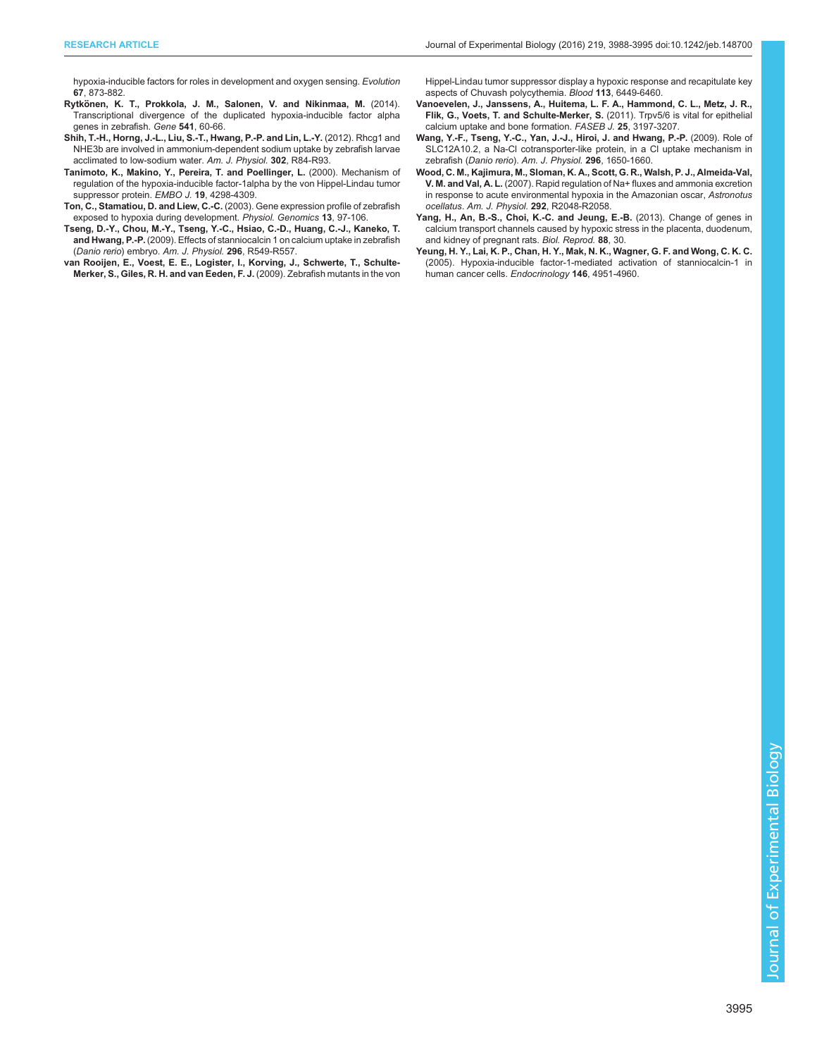hypoxia-inducible factors for roles in development and oxygen sensing. *Evolution* **67**, 873-882.

**Rytkönen, K. T., Prokkola, J. M., Salonen, V. and Nikinmaa, M.** (2014). Transcriptional divergence of the duplicated hypoxia-inducible factor alpha genes in zebrafish. *Gene* **541**, 60-66.

**Shih, T.-H., Horng, J.-L., Liu, S.-T., Hwang, P.-P. and Lin, L.-Y.** (2012). Rhcg1 and NHE3b are involved in ammonium-dependent sodium uptake by zebrafish larvae acclimated to low-sodium water. *Am. J. Physiol.* **302**, R84-R93.

**Tanimoto, K., Makino, Y., Pereira, T. and Poellinger, L.** (2000). Mechanism of regulation of the hypoxia-inducible factor-1alpha by the von Hippel-Lindau tumor suppressor protein. *EMBO J.* **19**, 4298-4309.

**Ton, C., Stamatiou, D. and Liew, C.-C.** (2003). Gene expression profile of zebrafish exposed to hypoxia during development. *Physiol. Genomics* **13**, 97-106.

**Tseng, D.-Y., Chou, M.-Y., Tseng, Y.-C., Hsiao, C.-D., Huang, C.-J., Kaneko, T. and Hwang, P.-P.** (2009). Effects of stanniocalcin 1 on calcium uptake in zebrafish (*Danio rerio*) embryo. *Am. J. Physiol.* **296**, R549-R557.

**van Rooijen, E., Voest, E. E., Logister, I., Korving, J., Schwerte, T., Schulte-Merker, S., Giles, R. H. and van Eeden, F. J.** (2009). Zebrafish mutants in the von Hippel-Lindau tumor suppressor display a hypoxic response and recapitulate key aspects of Chuvash polycythemia. *Blood* **113**, 6449-6460.

**Vanoevelen, J., Janssens, A., Huitema, L. F. A., Hammond, C. L., Metz, J. R., Flik, G., Voets, T. and Schulte-Merker, S.** (2011). Trpv5/6 is vital for epithelial calcium uptake and bone formation. *FASEB J.* **25**, 3197-3207.

**Wang, Y.-F., Tseng, Y.-C., Yan, J.-J., Hiroi, J. and Hwang, P.-P.** (2009). Role of SLC12A10.2, a Na-Cl cotransporter-like protein, in a Cl uptake mechanism in zebrafish (*Danio rerio*). *Am. J. Physiol.* **296**, 1650-1660.

**Wood, C. M., Kajimura, M., Sloman, K. A., Scott, G. R., Walsh, P. J., Almeida-Val, V. M. and Val, A. L.** (2007). Rapid regulation of Na+ fluxes and ammonia excretion in response to acute environmental hypoxia in the Amazonian oscar, *Astronotus ocellatus*. *Am. J. Physiol.* **292**, R2048-R2058.

**Yang, H., An, B.-S., Choi, K.-C. and Jeung, E.-B.** (2013). Change of genes in calcium transport channels caused by hypoxic stress in the placenta, duodenum, and kidney of pregnant rats. *Biol. Reprod.* **88**, 30.

**Yeung, H. Y., Lai, K. P., Chan, H. Y., Mak, N. K., Wagner, G. F. and Wong, C. K. C.** (2005). Hypoxia-inducible factor-1-mediated activation of stanniocalcin-1 in human cancer cells. *Endocrinology* **146**, 4951-4960.